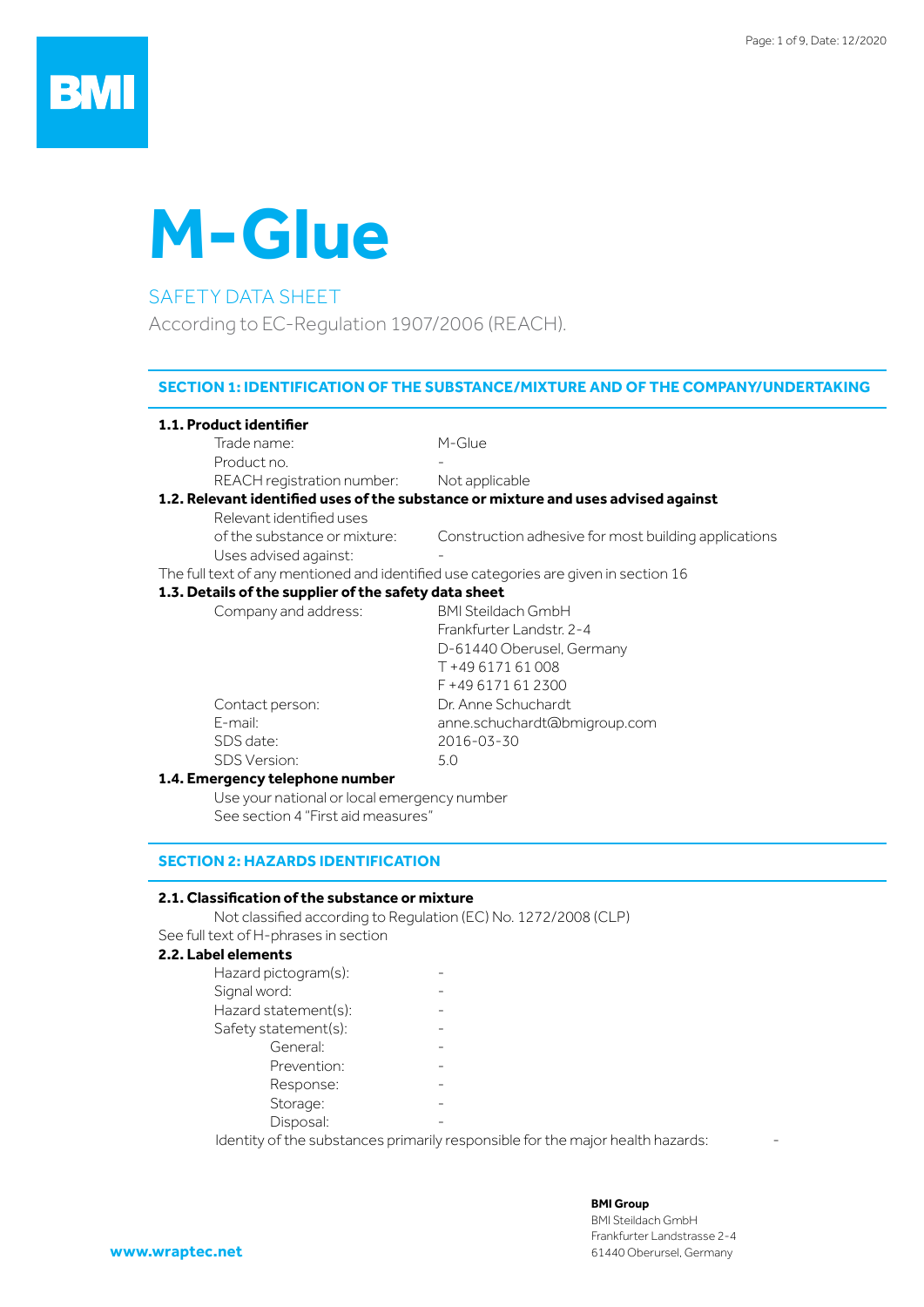# M-Glue

SAFETY DATA SHEET

According to EC-Regulation 1907/2006 (REACH).

## SECTION 1: IDENTIFICATION OF THE SUBSTANCE/MIXTURE AND OF THE COMPANY/UNDERTAKING

**1.1. Product identifier**

| | |
|---|---|
| Trade name: | M-Glue |
| Product no. | - |
| REACH registration number: | Not applicable |

**1.2. Relevant identified uses of the substance or mixture and uses advised against**

| | |
|---|---|
| Relevant identified uses of the substance or mixture: | Construction adhesive for most building applications |
| Uses advised against: | - |

The full text of any mentioned and identified use categories are given in section 16

**1.3. Details of the supplier of the safety data sheet**

| | |
|---|---|
| Company and address: | BMI Steildach GmbH<br>Frankfurter Landstr. 2-4<br>D-61440 Oberusel, Germany<br>T +49 6171 61 008<br>F +49 6171 61 2300 |
| Contact person: | Dr. Anne Schuchardt |
| E-mail: | anne.schuchardt@bmigroup.com |
| SDS date: | 2016-03-30 |
| SDS Version: | 5.0 |

**1.4. Emergency telephone number**

Use your national or local emergency number
See section 4 "First aid measures"

## SECTION 2: HAZARDS IDENTIFICATION

**2.1. Classification of the substance or mixture**

Not classified according to Regulation (EC) No. 1272/2008 (CLP)

See full text of H-phrases in section

**2.2. Label elements**

| | |
|---|---|
| Hazard pictogram(s): | - |
| Signal word: | - |
| Hazard statement(s): | - |
| Safety statement(s): | - |
| General: | - |
| Prevention: | - |
| Response: | - |
| Storage: | - |
| Disposal: | - |

Identity of the substances primarily responsible for the major health hazards: -

www.wraptec.net

**BMI Group**
BMI Steildach GmbH
Frankfurter Landstrasse 2-4
61440 Oberursel, Germany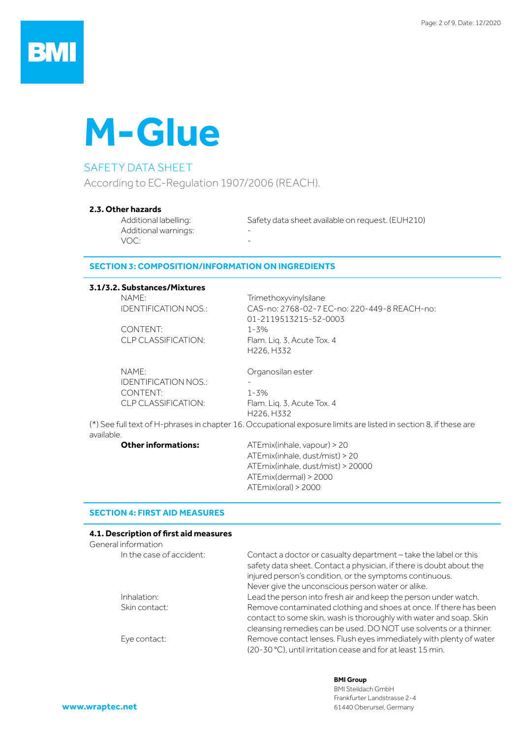# M-Glue

SAFETY DATA SHEET

According to EC-Regulation 1907/2006 (REACH).

### 2.3. Other hazards

| | |
|---|---|
| Additional labelling: | Safety data sheet available on request. (EUH210) |
| Additional warnings: | - |
| VOC: | - |

## SECTION 3: COMPOSITION/INFORMATION ON INGREDIENTS

### 3.1/3.2. Substances/Mixtures

| | |
|---|---|
| NAME: | Trimethoxyvinylsilane |
| IDENTIFICATION NOS.: | CAS-no: 2768-02-7 EC-no: 220-449-8 REACH-no: 01-2119513215-52-0003 |
| CONTENT: | 1-3% |
| CLP CLASSIFICATION: | Flam. Liq. 3, Acute Tox. 4<br>H226, H332 |

| | |
|---|---|
| NAME: | Organosilan ester |
| IDENTIFICATION NOS.: | - |
| CONTENT: | 1-3% |
| CLP CLASSIFICATION: | Flam. Liq. 3, Acute Tox. 4<br>H226, H332 |

(*) See full text of H-phrases in chapter 16. Occupational exposure limits are listed in section 8, if these are available.

**Other informations:**

ATEmix(inhale, vapour) > 20
ATEmix(inhale, dust/mist) > 20
ATEmix(inhale, dust/mist) > 20000
ATEmix(dermal) > 2000
ATEmix(oral) > 2000

## SECTION 4: FIRST AID MEASURES

### 4.1. Description of first aid measures

General information

| | |
|---|---|
| In the case of accident: | Contact a doctor or casualty department – take the label or this safety data sheet. Contact a physician, if there is doubt about the injured person's condition, or the symptoms continuous. Never give the unconscious person water or alike. |
| Inhalation: | Lead the person into fresh air and keep the person under watch. |
| Skin contact: | Remove contaminated clothing and shoes at once. If there has been contact to some skin, wash is thoroughly with water and soap. Skin cleansing remedies can be used. DO NOT use solvents or a thinner. |
| Eye contact: | Remove contact lenses. Flush eyes immediately with plenty of water (20-30 °C), until irritation cease and for at least 15 min. |

**BMI Group**
BMI Steildach GmbH
Frankfurter Landstrasse 2-4
61440 Oberursel, Germany

www.wraptec.net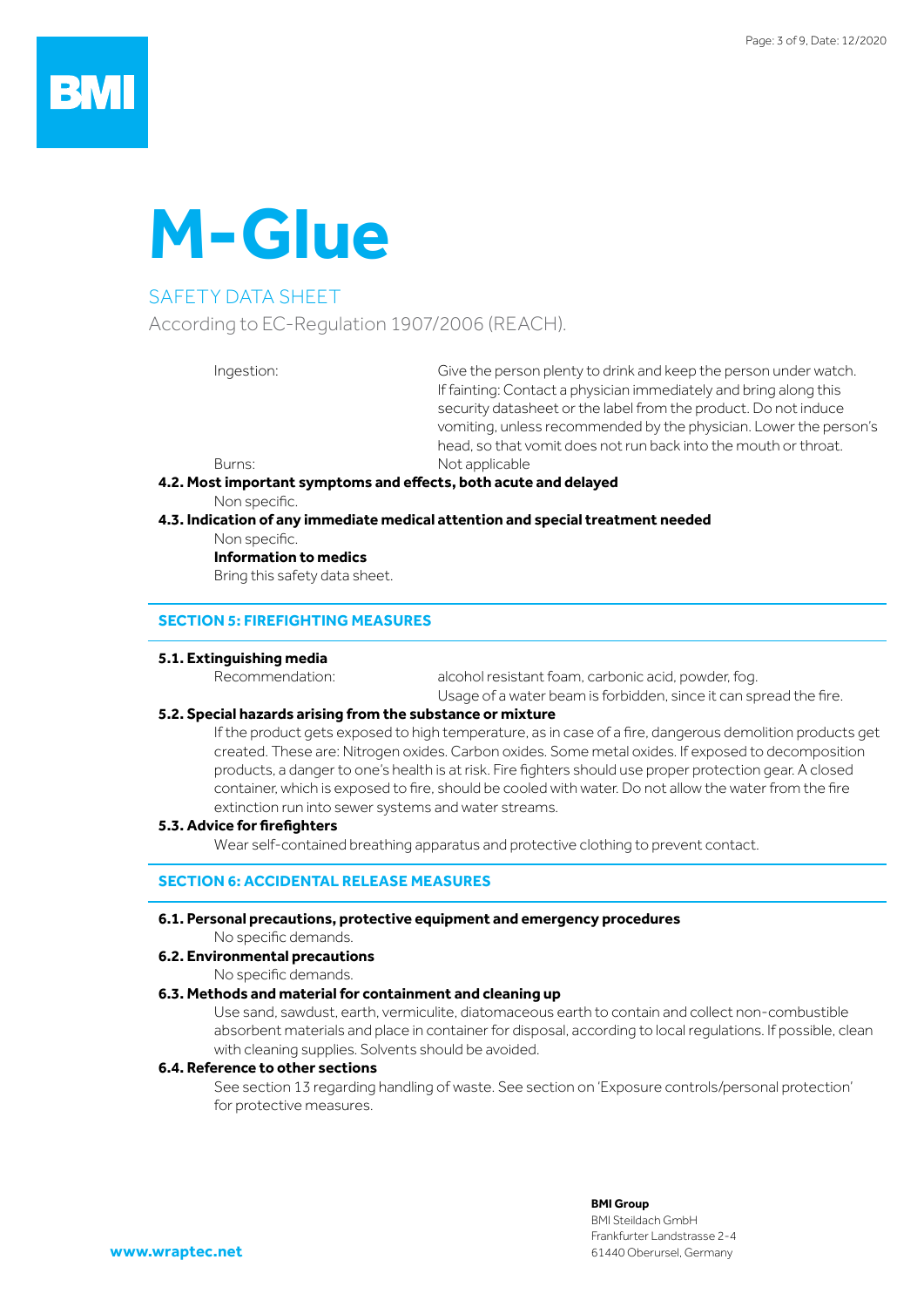# M-Glue

SAFETY DATA SHEET

According to EC-Regulation 1907/2006 (REACH).

| | |
|---|---|
| Ingestion: | Give the person plenty to drink and keep the person under watch. If fainting: Contact a physician immediately and bring along this security datasheet or the label from the product. Do not induce vomiting, unless recommended by the physician. Lower the person's head, so that vomit does not run back into the mouth or throat. |
| Burns: | Not applicable |

**4.2. Most important symptoms and effects, both acute and delayed**

Non specific.

**4.3. Indication of any immediate medical attention and special treatment needed**

Non specific.

**Information to medics**

Bring this safety data sheet.

## SECTION 5: FIREFIGHTING MEASURES

**5.1. Extinguishing media**

| | |
|---|---|
| Recommendation: | alcohol resistant foam, carbonic acid, powder, fog. Usage of a water beam is forbidden, since it can spread the fire. |

**5.2. Special hazards arising from the substance or mixture**

If the product gets exposed to high temperature, as in case of a fire, dangerous demolition products get created. These are: Nitrogen oxides. Carbon oxides. Some metal oxides. If exposed to decomposition products, a danger to one's health is at risk. Fire fighters should use proper protection gear. A closed container, which is exposed to fire, should be cooled with water. Do not allow the water from the fire extinction run into sewer systems and water streams.

**5.3. Advice for firefighters**

Wear self-contained breathing apparatus and protective clothing to prevent contact.

## SECTION 6: ACCIDENTAL RELEASE MEASURES

**6.1. Personal precautions, protective equipment and emergency procedures**

No specific demands.

**6.2. Environmental precautions**

No specific demands.

**6.3. Methods and material for containment and cleaning up**

Use sand, sawdust, earth, vermiculite, diatomaceous earth to contain and collect non-combustible absorbent materials and place in container for disposal, according to local regulations. If possible, clean with cleaning supplies. Solvents should be avoided.

**6.4. Reference to other sections**

See section 13 regarding handling of waste. See section on 'Exposure controls/personal protection' for protective measures.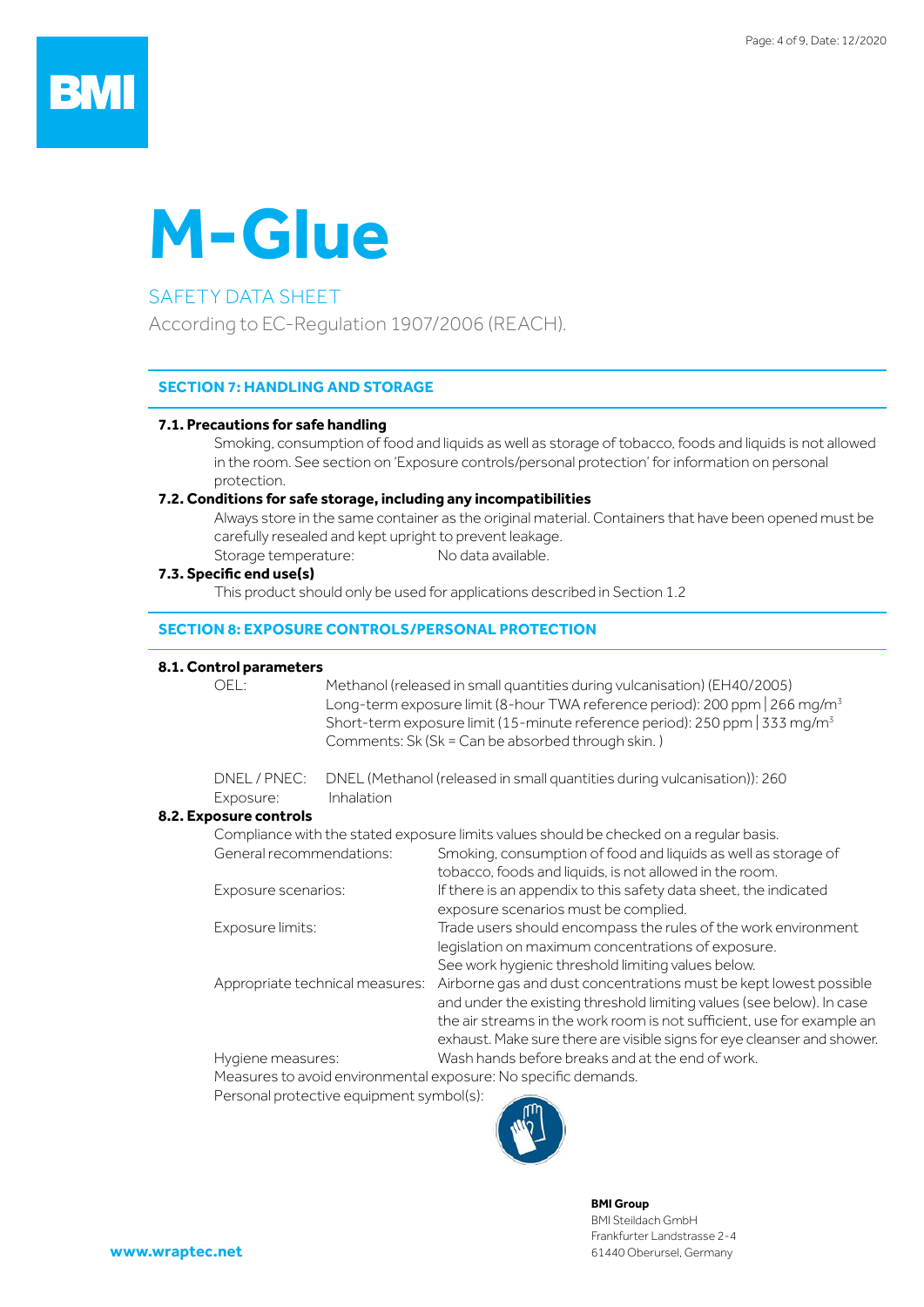# M-Glue

SAFETY DATA SHEET

According to EC-Regulation 1907/2006 (REACH).

## SECTION 7: HANDLING AND STORAGE

### 7.1. Precautions for safe handling

Smoking, consumption of food and liquids as well as storage of tobacco, foods and liquids is not allowed in the room. See section on 'Exposure controls/personal protection' for information on personal protection.

### 7.2. Conditions for safe storage, including any incompatibilities

Always store in the same container as the original material. Containers that have been opened must be carefully resealed and kept upright to prevent leakage.

Storage temperature: No data available.

### 7.3. Specific end use(s)

This product should only be used for applications described in Section 1.2

## SECTION 8: EXPOSURE CONTROLS/PERSONAL PROTECTION

### 8.1. Control parameters

OEL: Methanol (released in small quantities during vulcanisation) (EH40/2005)
Long-term exposure limit (8-hour TWA reference period): 200 ppm | 266 mg/m$^3$
Short-term exposure limit (15-minute reference period): 250 ppm | 333 mg/m$^3$
Comments: Sk (Sk = Can be absorbed through skin. )

DNEL / PNEC: DNEL (Methanol (released in small quantities during vulcanisation)): 260
Exposure: Inhalation

### 8.2. Exposure controls

Compliance with the stated exposure limits values should be checked on a regular basis.

General recommendations: Smoking, consumption of food and liquids as well as storage of tobacco, foods and liquids, is not allowed in the room.

Exposure scenarios: If there is an appendix to this safety data sheet, the indicated exposure scenarios must be complied.

Exposure limits: Trade users should encompass the rules of the work environment legislation on maximum concentrations of exposure.
See work hygienic threshold limiting values below.

Appropriate technical measures: Airborne gas and dust concentrations must be kept lowest possible and under the existing threshold limiting values (see below). In case the air streams in the work room is not sufficient, use for example an exhaust. Make sure there are visible signs for eye cleanser and shower.

Hygiene measures: Wash hands before breaks and at the end of work.

Measures to avoid environmental exposure: No specific demands.

Personal protective equipment symbol(s):

**BMI Group**
BMI Steildach GmbH
Frankfurter Landstrasse 2-4
61440 Oberursel, Germany

**www.wraptec.net**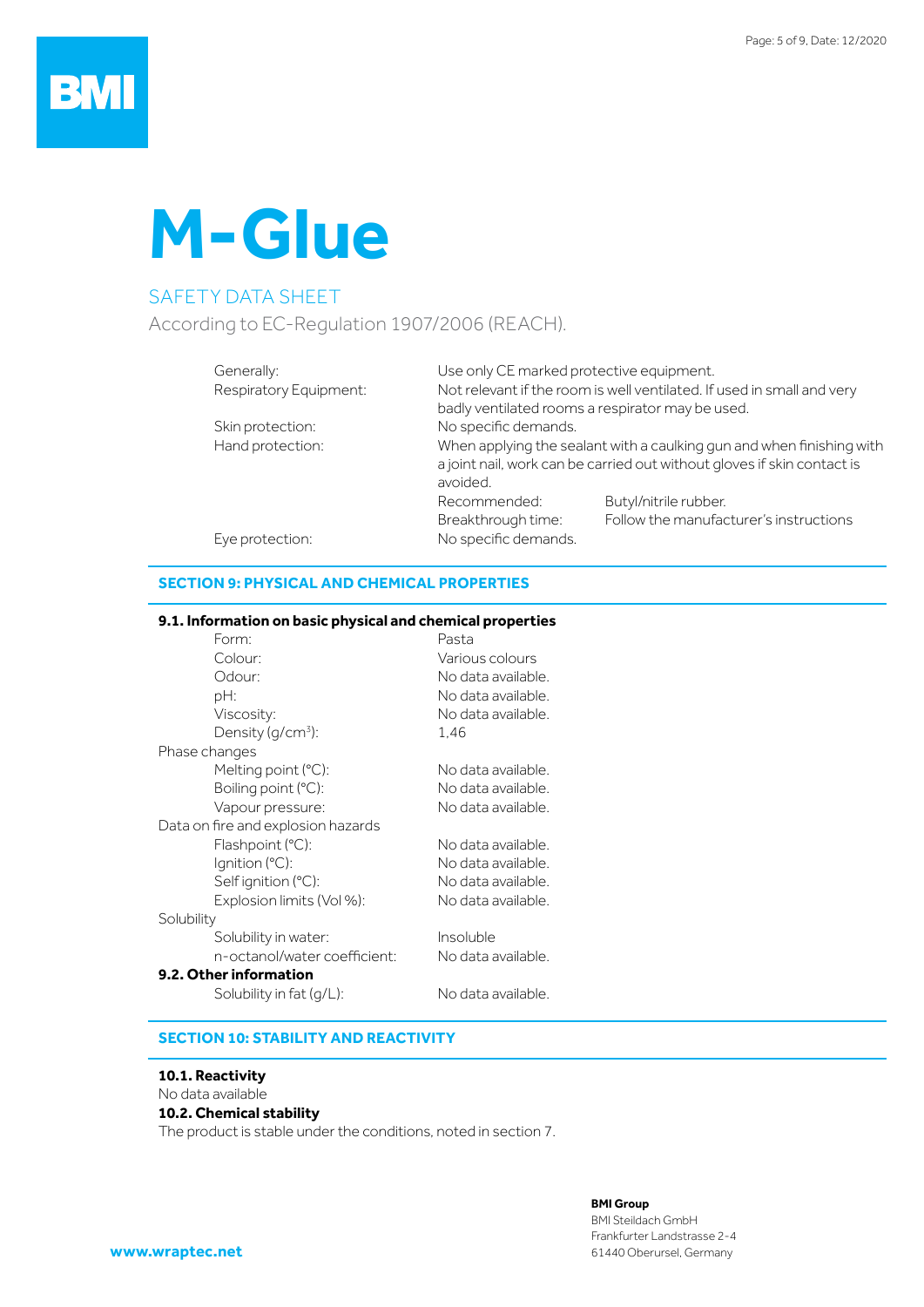# M-Glue

SAFETY DATA SHEET

According to EC-Regulation 1907/2006 (REACH).

| | | |
|---|---|---|
| Generally: | Use only CE marked protective equipment. | |
| Respiratory Equipment: | Not relevant if the room is well ventilated. If used in small and very badly ventilated rooms a respirator may be used. | |
| Skin protection: | No specific demands. | |
| Hand protection: | When applying the sealant with a caulking gun and when finishing with a joint nail, work can be carried out without gloves if skin contact is avoided. | |
| | Recommended: | Butyl/nitrile rubber. |
| | Breakthrough time: | Follow the manufacturer's instructions |
| Eye protection: | No specific demands. | |

## SECTION 9: PHYSICAL AND CHEMICAL PROPERTIES

### 9.1. Information on basic physical and chemical properties

| | |
|---|---|
| Form: | Pasta |
| Colour: | Various colours |
| Odour: | No data available. |
| pH: | No data available. |
| Viscosity: | No data available. |
| Density (g/cm³): | 1,46 |
| **Phase changes** | |
| Melting point (°C): | No data available. |
| Boiling point (°C): | No data available. |
| Vapour pressure: | No data available. |
| **Data on fire and explosion hazards** | |
| Flashpoint (°C): | No data available. |
| Ignition (°C): | No data available. |
| Self ignition (°C): | No data available. |
| Explosion limits (Vol %): | No data available. |
| **Solubility** | |
| Solubility in water: | Insoluble |
| n-octanol/water coefficient: | No data available. |

### 9.2. Other information

| | |
|---|---|
| Solubility in fat (g/L): | No data available. |

## SECTION 10: STABILITY AND REACTIVITY

**10.1. Reactivity**

No data available

**10.2. Chemical stability**

The product is stable under the conditions, noted in section 7.

www.wraptec.net

**BMI Group**
BMI Steildach GmbH
Frankfurter Landstrasse 2-4
61440 Oberursel, Germany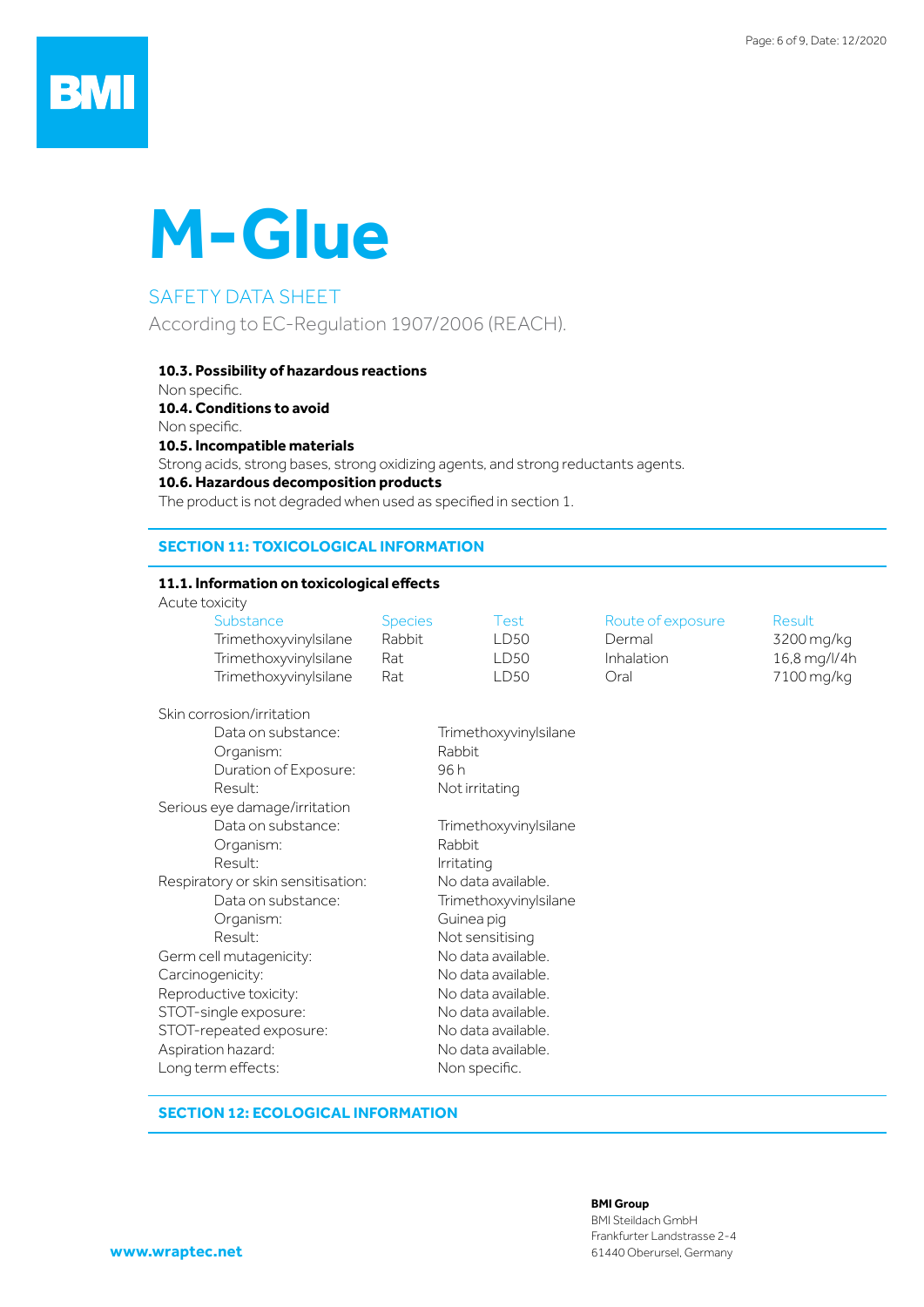# M-Glue

SAFETY DATA SHEET

According to EC-Regulation 1907/2006 (REACH).

**10.3. Possibility of hazardous reactions**

Non specific.

**10.4. Conditions to avoid**

Non specific.

**10.5. Incompatible materials**

Strong acids, strong bases, strong oxidizing agents, and strong reductants agents.

**10.6. Hazardous decomposition products**

The product is not degraded when used as specified in section 1.

## SECTION 11: TOXICOLOGICAL INFORMATION

**11.1. Information on toxicological effects**

Acute toxicity

| Substance | Species | Test | Route of exposure | Result |
|---|---|---|---|---|
| Trimethoxyvinylsilane | Rabbit | LD50 | Dermal | 3200 mg/kg |
| Trimethoxyvinylsilane | Rat | LD50 | Inhalation | 16,8 mg/l/4h |
| Trimethoxyvinylsilane | Rat | LD50 | Oral | 7100 mg/kg |

Skin corrosion/irritation

- Data on substance: Trimethoxyvinylsilane
- Organism: Rabbit
- Duration of Exposure: 96 h
- Result: Not irritating

Serious eye damage/irritation

- Data on substance: Trimethoxyvinylsilane
- Organism: Rabbit
- Result: Irritating

Respiratory or skin sensitisation: No data available.

- Data on substance: Trimethoxyvinylsilane
- Organism: Guinea pig
- Result: Not sensitising

Germ cell mutagenicity: No data available.

Carcinogenicity: No data available.

Reproductive toxicity: No data available.

STOT-single exposure: No data available.

STOT-repeated exposure: No data available.

Aspiration hazard: No data available.

Long term effects: Non specific.

## SECTION 12: ECOLOGICAL INFORMATION

**BMI Group**
BMI Steildach GmbH
Frankfurter Landstrasse 2-4
61440 Oberursel, Germany

www.wraptec.net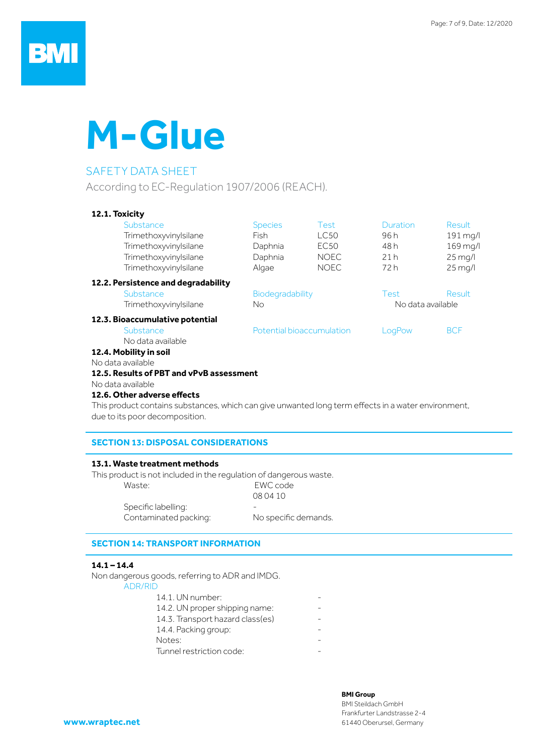# M-Glue

SAFETY DATA SHEET

According to EC-Regulation 1907/2006 (REACH).

**12.1. Toxicity**

| Substance | Species | Test | Duration | Result |
|---|---|---|---|---|
| Trimethoxyvinylsilane | Fish | LC50 | 96 h | 191 mg/l |
| Trimethoxyvinylsilane | Daphnia | EC50 | 48 h | 169 mg/l |
| Trimethoxyvinylsilane | Daphnia | NOEC | 21 h | 25 mg/l |
| Trimethoxyvinylsilane | Algae | NOEC | 72 h | 25 mg/l |

**12.2. Persistence and degradability**

| Substance | Biodegradability | Test | Result |
|---|---|---|---|
| Trimethoxyvinylsilane | No | No data available | |

**12.3. Bioaccumulative potential**

| Substance | Potential bioaccumulation | LogPow | BCF |
|---|---|---|---|
| No data available | | | |

**12.4. Mobility in soil**

No data available

**12.5. Results of PBT and vPvB assessment**

No data available

**12.6. Other adverse effects**

This product contains substances, which can give unwanted long term effects in a water environment, due to its poor decomposition.

## SECTION 13: DISPOSAL CONSIDERATIONS

**13.1. Waste treatment methods**

This product is not included in the regulation of dangerous waste.

| | |
|---|---|
| Waste: | EWC code 08 04 10 |
| Specific labelling: | - |
| Contaminated packing: | No specific demands. |

## SECTION 14: TRANSPORT INFORMATION

**14.1 – 14.4**

Non dangerous goods, referring to ADR and IMDG.

ADR/RID

| | |
|---|---|
| 14.1. UN number: | - |
| 14.2. UN proper shipping name: | - |
| 14.3. Transport hazard class(es) | - |
| 14.4. Packing group: | - |
| Notes: | - |
| Tunnel restriction code: | - |

www.wraptec.net

**BMI Group**
BMI Steildach GmbH
Frankfurter Landstrasse 2-4
61440 Oberursel, Germany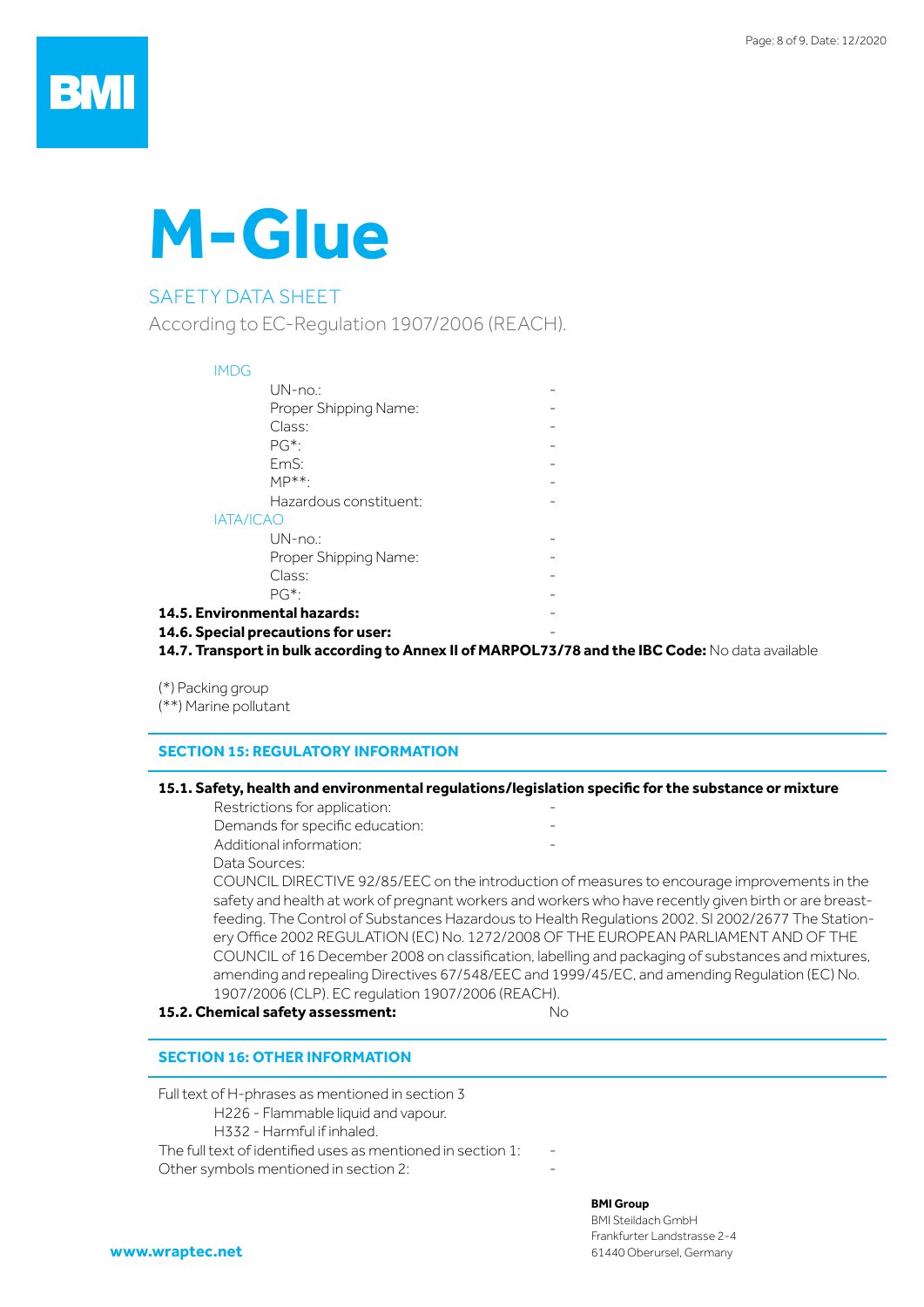# M-Glue

SAFETY DATA SHEET

According to EC-Regulation 1907/2006 (REACH).

IMDG

| | |
|---|---|
| UN-no.: | - |
| Proper Shipping Name: | - |
| Class: | - |
| PG*: | - |
| EmS: | - |
| MP**: | - |
| Hazardous constituent: | - |

IATA/ICAO

| | |
|---|---|
| UN-no.: | - |
| Proper Shipping Name: | - |
| Class: | - |
| PG*: | - |

**14.5. Environmental hazards:** -

**14.6. Special precautions for user:** -

**14.7. Transport in bulk according to Annex II of MARPOL73/78 and the IBC Code:** No data available

(*) Packing group
(**) Marine pollutant

## SECTION 15: REGULATORY INFORMATION

**15.1. Safety, health and environmental regulations/legislation specific for the substance or mixture**

Restrictions for application: -
Demands for specific education: -
Additional information: -
Data Sources:
COUNCIL DIRECTIVE 92/85/EEC on the introduction of measures to encourage improvements in the safety and health at work of pregnant workers and workers who have recently given birth or are breast-feeding. The Control of Substances Hazardous to Health Regulations 2002. SI 2002/2677 The Stationery Office 2002 REGULATION (EC) No. 1272/2008 OF THE EUROPEAN PARLIAMENT AND OF THE COUNCIL of 16 December 2008 on classification, labelling and packaging of substances and mixtures, amending and repealing Directives 67/548/EEC and 1999/45/EC, and amending Regulation (EC) No. 1907/2006 (CLP). EC regulation 1907/2006 (REACH).

**15.2. Chemical safety assessment:** No

## SECTION 16: OTHER INFORMATION

Full text of H-phrases as mentioned in section 3
H226 - Flammable liquid and vapour.
H332 - Harmful if inhaled.

The full text of identified uses as mentioned in section 1: -
Other symbols mentioned in section 2: -

www.wraptec.net

**BMI Group**
BMI Steildach GmbH
Frankfurter Landstrasse 2-4
61440 Oberursel, Germany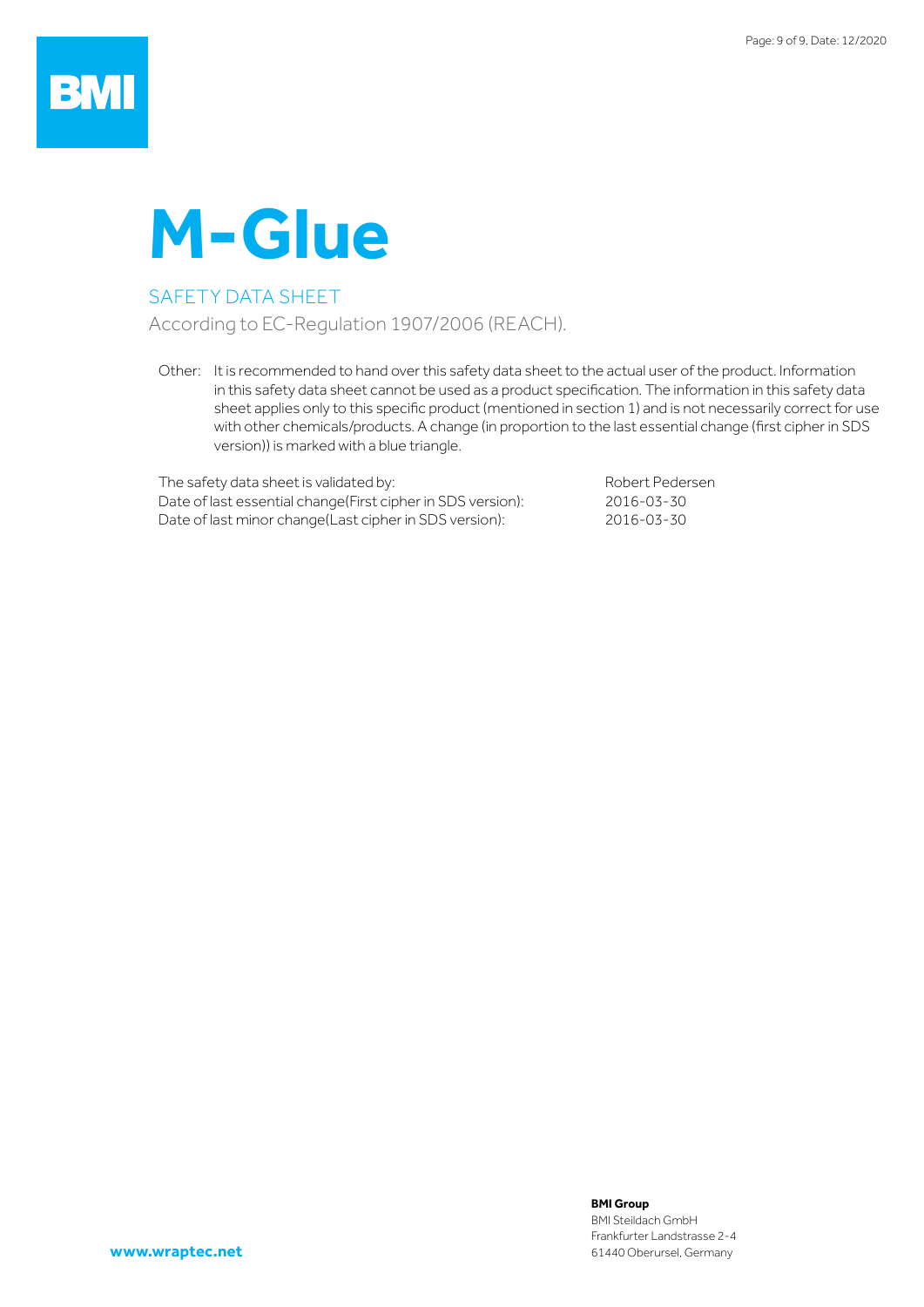# M-Glue

## SAFETY DATA SHEET

According to EC-Regulation 1907/2006 (REACH).

Other: It is recommended to hand over this safety data sheet to the actual user of the product. Information in this safety data sheet cannot be used as a product specification. The information in this safety data sheet applies only to this specific product (mentioned in section 1) and is not necessarily correct for use with other chemicals/products. A change (in proportion to the last essential change (first cipher in SDS version)) is marked with a blue triangle.

| | |
|---|---|
| The safety data sheet is validated by: | Robert Pedersen |
| Date of last essential change(First cipher in SDS version): | 2016-03-30 |
| Date of last minor change(Last cipher in SDS version): | 2016-03-30 |

**www.wraptec.net**

**BMI Group**
BMI Steildach GmbH
Frankfurter Landstrasse 2-4
61440 Oberursel, Germany